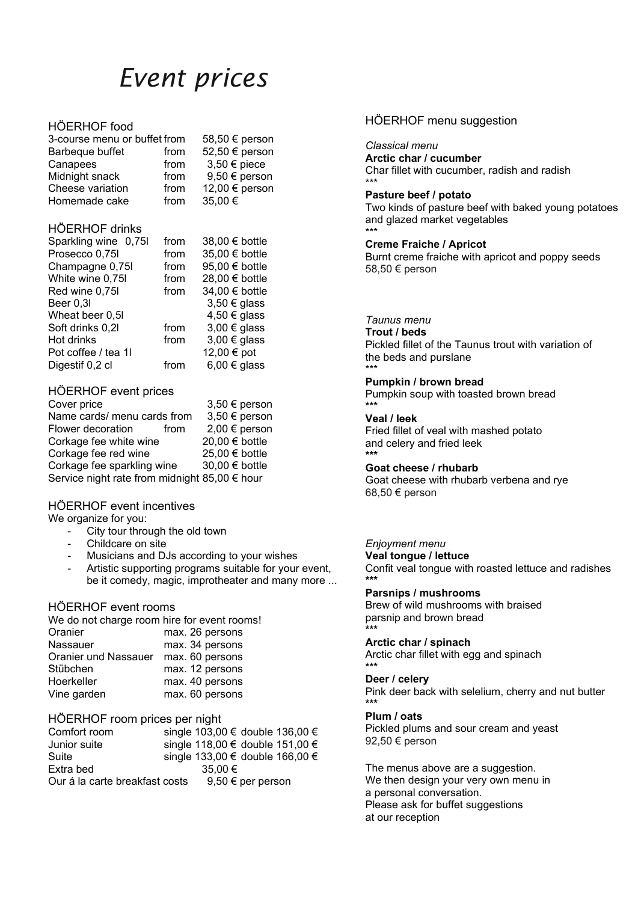# *Event prices*

## HÖERHOF food

| Item | | Price |
|---|---|---|
| 3-course menu or buffet | from | 58,50 € person |
| Barbeque buffet | from | 52,50 € person |
| Canapees | from | 3,50 € piece |
| Midnight snack | from | 9,50 € person |
| Cheese variation | from | 12,00 € person |
| Homemade cake | from | 35,00 € |

## HÖERHOF drinks

| Item | | Price |
|---|---|---|
| Sparkling wine 0,75l | from | 38,00 € bottle |
| Prosecco 0,75l | from | 35,00 € bottle |
| Champagne 0,75l | from | 95,00 € bottle |
| White wine 0,75l | from | 28,00 € bottle |
| Red wine 0,75l | from | 34,00 € bottle |
| Beer 0,3l | | 3,50 € glass |
| Wheat beer 0,5l | | 4,50 € glass |
| Soft drinks 0,2l | from | 3,00 € glass |
| Hot drinks | from | 3,00 € glass |
| Pot coffee / tea 1l | | 12,00 € pot |
| Digestif 0,2 cl | from | 6,00 € glass |

## HÖERHOF event prices

| Item | | Price |
|---|---|---|
| Cover price | | 3,50 € person |
| Name cards/ menu cards | from | 3,50 € person |
| Flower decoration | from | 2,00 € person |
| Corkage fee white wine | | 20,00 € bottle |
| Corkage fee red wine | | 25,00 € bottle |
| Corkage fee sparkling wine | | 30,00 € bottle |

Service night rate from midnight 85,00 € hour

## HÖERHOF event incentives

We organize for you:

- City tour through the old town
- Childcare on site
- Musicians and DJs according to your wishes
- Artistic supporting programs suitable for your event, be it comedy, magic, improtheater and many more ...

## HÖERHOF event rooms

We do not charge room hire for event rooms!

| Room | Capacity |
|---|---|
| Oranier | max. 26 persons |
| Nassauer | max. 34 persons |
| Oranier und Nassauer | max. 60 persons |
| Stübchen | max. 12 persons |
| Hoerkeller | max. 40 persons |
| Vine garden | max. 60 persons |

## HÖERHOF room prices per night

| Room | Single | Double |
|---|---|---|
| Comfort room | single 103,00 € | double 136,00 € |
| Junior suite | single 118,00 € | double 151,00 € |
| Suite | single 133,00 € | double 166,00 € |
| Extra bed | 35,00 € | |

Our á la carte breakfast costs 9,50 € per person

## HÖERHOF menu suggestion

*Classical menu*

**Arctic char / cucumber**
Char fillet with cucumber, radish and radish

\*\*\*

**Pasture beef / potato**
Two kinds of pasture beef with baked young potatoes and glazed market vegetables

\*\*\*

**Creme Fraiche / Apricot**
Burnt creme fraiche with apricot and poppy seeds

58,50 € person

*Taunus menu*

**Trout / beds**
Pickled fillet of the Taunus trout with variation of the beds and purslane

\*\*\*

**Pumpkin / brown bread**
Pumpkin soup with toasted brown bread

\*\*\*

**Veal / leek**
Fried fillet of veal with mashed potato and celery and fried leek

\*\*\*

**Goat cheese / rhubarb**
Goat cheese with rhubarb verbena and rye

68,50 € person

*Enjoyment menu*

**Veal tongue / lettuce**
Confit veal tongue with roasted lettuce and radishes

\*\*\*

**Parsnips / mushrooms**
Brew of wild mushrooms with braised parsnip and brown bread

\*\*\*

**Arctic char / spinach**
Arctic char fillet with egg and spinach

\*\*\*

**Deer / celery**
Pink deer back with selelium, cherry and nut butter

\*\*\*

**Plum / oats**
Pickled plums and sour cream and yeast

92,50 € person

The menus above are a suggestion.
We then design your very own menu in a personal conversation.
Please ask for buffet suggestions at our reception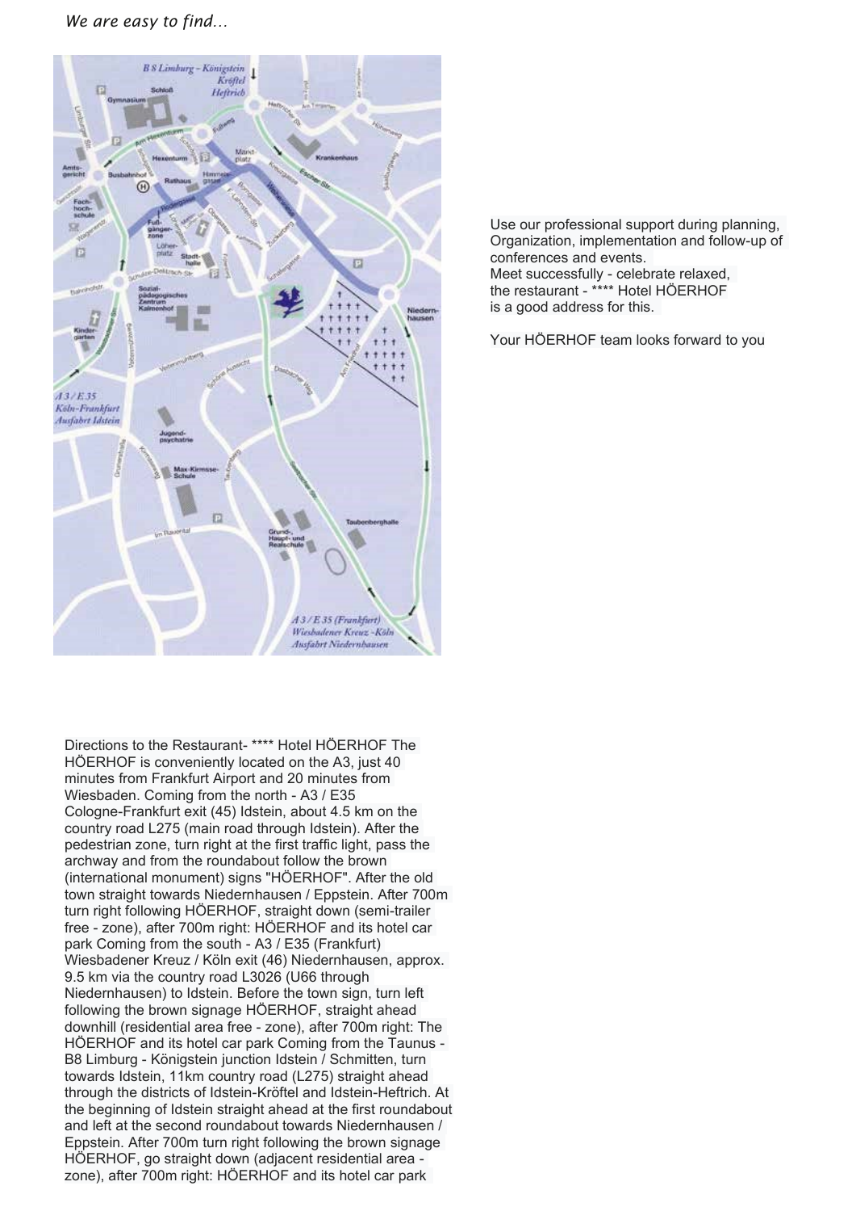*We are easy to find...*

Use our professional support during planning, Organization, implementation and follow-up of conferences and events.
Meet successfully - celebrate relaxed, the restaurant - **** Hotel HÖERHOF is a good address for this.

Your HÖERHOF team looks forward to you

Directions to the Restaurant- **** Hotel HÖERHOF The HÖERHOF is conveniently located on the A3, just 40 minutes from Frankfurt Airport and 20 minutes from Wiesbaden. Coming from the north - A3 / E35 Cologne-Frankfurt exit (45) Idstein, about 4.5 km on the country road L275 (main road through Idstein). After the pedestrian zone, turn right at the first traffic light, pass the archway and from the roundabout follow the brown (international monument) signs "HÖERHOF". After the old town straight towards Niedernhausen / Eppstein. After 700m turn right following HÖERHOF, straight down (semi-trailer free - zone), after 700m right: HÖERHOF and its hotel car park Coming from the south - A3 / E35 (Frankfurt) Wiesbadener Kreuz / Köln exit (46) Niedernhausen, approx. 9.5 km via the country road L3026 (U66 through Niedernhausen) to Idstein. Before the town sign, turn left following the brown signage HÖERHOF, straight ahead downhill (residential area free - zone), after 700m right: The HÖERHOF and its hotel car park Coming from the Taunus - B8 Limburg - Königstein junction Idstein / Schmitten, turn towards Idstein, 11km country road (L275) straight ahead through the districts of Idstein-Kröftel and Idstein-Heftrich. At the beginning of Idstein straight ahead at the first roundabout and left at the second roundabout towards Niedernhausen / Eppstein. After 700m turn right following the brown signage HÖERHOF, go straight down (adjacent residential area - zone), after 700m right: HÖERHOF and its hotel car park